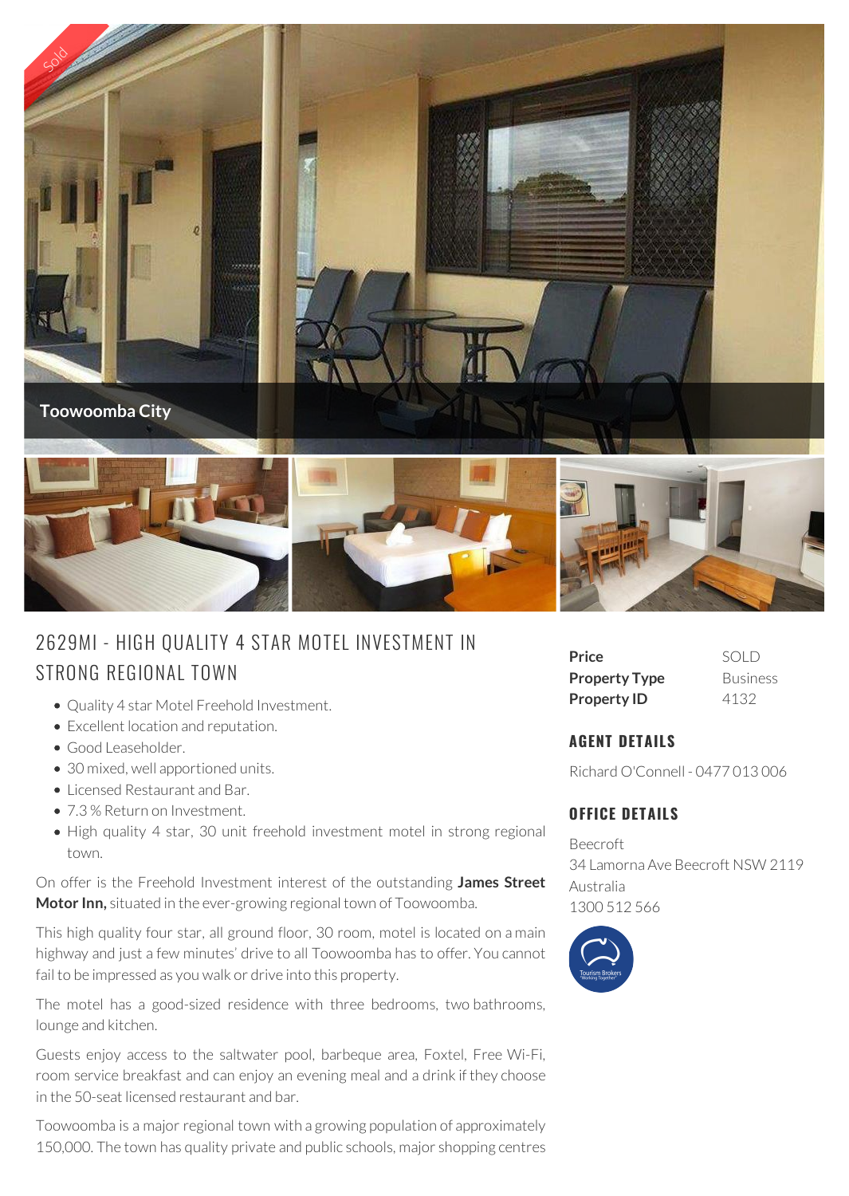Sold

Toowoomba City

# 2629MI - HIGH QUALITY 4 STAR MOTEL INVESTMENT IN STRONG REGIONAL TOWN

- Quality 4 star Motel Freehold Investment.
- Excellent location and reputation.
- Good Leaseholder.
- 30 mixed, well apportioned units.
- Licensed Restaurant and Bar.
- 7.3 % Return on Investment.
- High quality 4 star, 30 unit freehold investment motel in strong regional town.

On offer is the Freehold Investment interest of the outstanding **James Street Motor Inn,** situated in the ever-growing regional town of Toowoomba.

This high quality four star, all ground floor, 30 room, motel is located on a main highway and just a few minutes' drive to all Toowoomba has to offer. You cannot fail to be impressed as you walk or drive into this property.

The motel has a good-sized residence with three bedrooms, two bathrooms, lounge and kitchen.

Guests enjoy access to the saltwater pool, barbeque area, Foxtel, Free Wi-Fi, room service breakfast and can enjoy an evening meal and a drink if they choose in the 50-seat licensed restaurant and bar.

Toowoomba is a major regional town with a growing population of approximately 150,000. The town has quality private and public schools, major shopping centres

| | |
|---|---|
| **Price** | SOLD |
| **Property Type** | Business |
| **Property ID** | 4132 |

## AGENT DETAILS

Richard O'Connell - 0477 013 006

## OFFICE DETAILS

Beecroft
34 Lamorna Ave Beecroft NSW 2119
Australia
1300 512 566

Tourism Brokers "Working Together"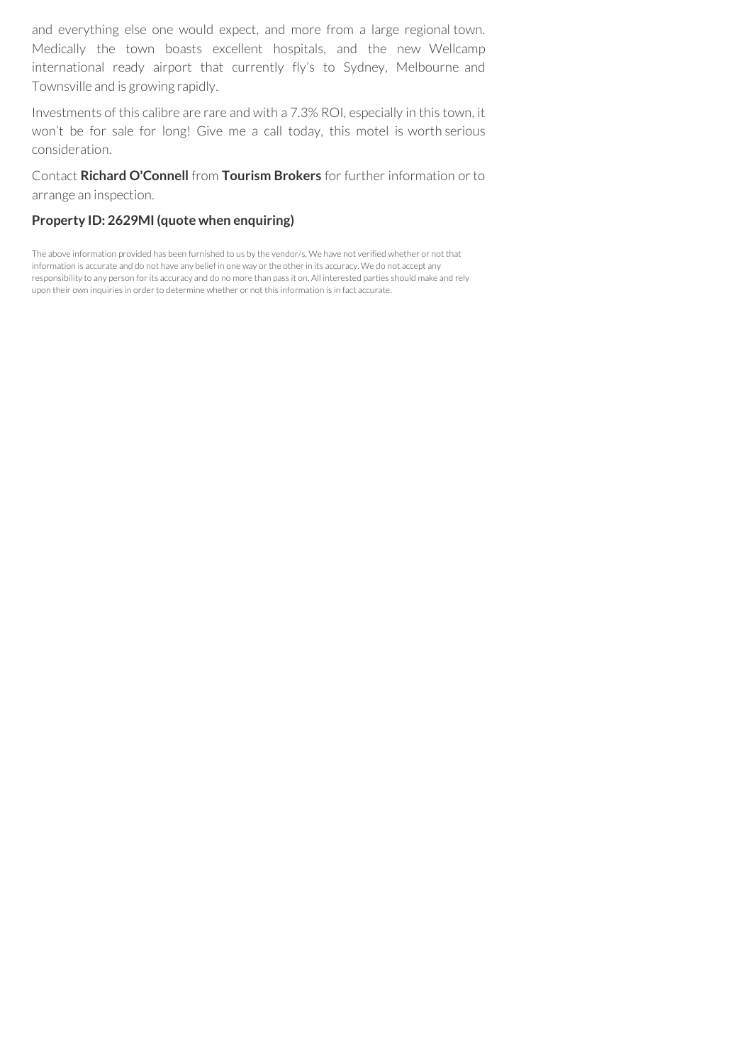and everything else one would expect, and more from a large regional town. Medically the town boasts excellent hospitals, and the new Wellcamp international ready airport that currently fly's to Sydney, Melbourne and Townsville and is growing rapidly.

Investments of this calibre are rare and with a 7.3% ROI, especially in this town, it won't be for sale for long! Give me a call today, this motel is worth serious consideration.

Contact **Richard O'Connell** from **Tourism Brokers** for further information or to arrange an inspection.

**Property ID: 2629MI (quote when enquiring)**

The above information provided has been furnished to us by the vendor/s. We have not verified whether or not that information is accurate and do not have any belief in one way or the other in its accuracy. We do not accept any responsibility to any person for its accuracy and do no more than pass it on. All interested parties should make and rely upon their own inquiries in order to determine whether or not this information is in fact accurate.